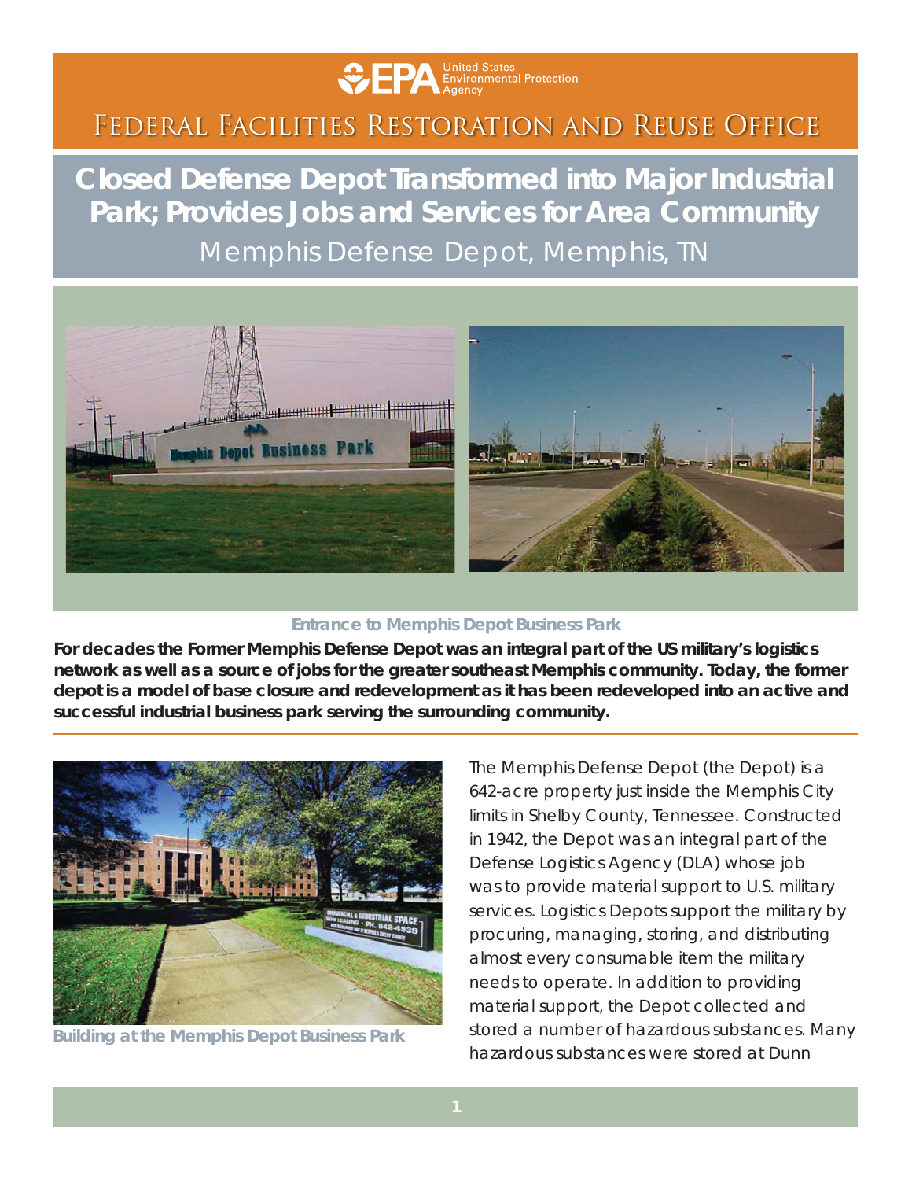FEDERAL FACILITIES RESTORATION AND REUSE OFFICE

# Closed Defense Depot Transformed into Major Industrial Park; Provides Jobs and Services for Area Community

## Memphis Defense Depot, Memphis, TN

Entrance to Memphis Depot Business Park

**For decades the Former Memphis Defense Depot was an integral part of the US military's logistics network as well as a source of jobs for the greater southeast Memphis community. Today, the former depot is a model of base closure and redevelopment as it has been redeveloped into an active and successful industrial business park serving the surrounding community.**

Building at the Memphis Depot Business Park

The Memphis Defense Depot (the Depot) is a 642-acre property just inside the Memphis City limits in Shelby County, Tennessee. Constructed in 1942, the Depot was an integral part of the Defense Logistics Agency (DLA) whose job was to provide material support to U.S. military services. Logistics Depots support the military by procuring, managing, storing, and distributing almost every consumable item the military needs to operate. In addition to providing material support, the Depot collected and stored a number of hazardous substances. Many hazardous substances were stored at Dunn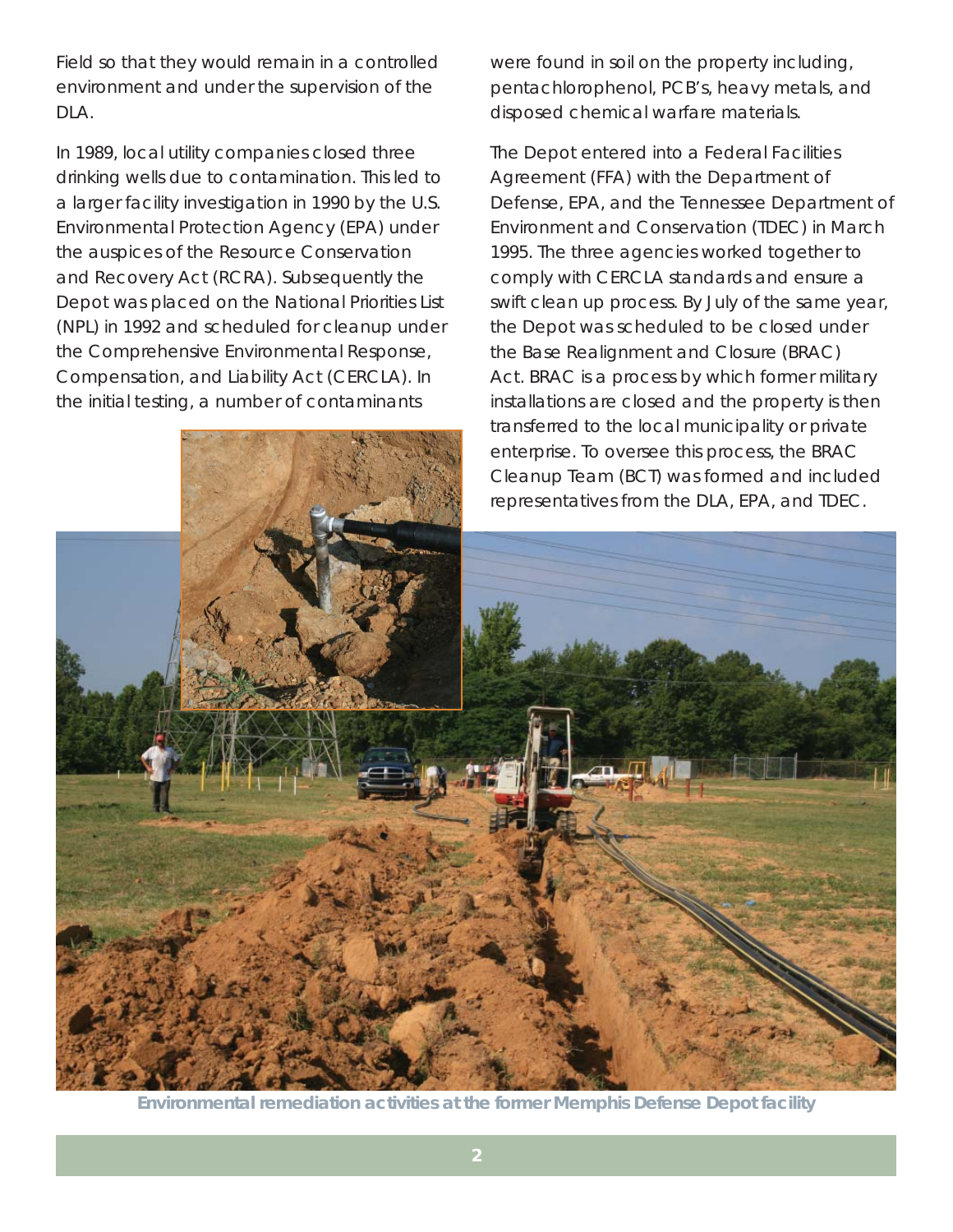Field so that they would remain in a controlled environment and under the supervision of the DLA.

In 1989, local utility companies closed three drinking wells due to contamination. This led to a larger facility investigation in 1990 by the U.S. Environmental Protection Agency (EPA) under the auspices of the Resource Conservation and Recovery Act (RCRA). Subsequently the Depot was placed on the National Priorities List (NPL) in 1992 and scheduled for cleanup under the Comprehensive Environmental Response, Compensation, and Liability Act (CERCLA). In the initial testing, a number of contaminants were found in soil on the property including, pentachlorophenol, PCB's, heavy metals, and disposed chemical warfare materials.

The Depot entered into a Federal Facilities Agreement (FFA) with the Department of Defense, EPA, and the Tennessee Department of Environment and Conservation (TDEC) in March 1995. The three agencies worked together to comply with CERCLA standards and ensure a swift clean up process. By July of the same year, the Depot was scheduled to be closed under the Base Realignment and Closure (BRAC) Act. BRAC is a process by which former military installations are closed and the property is then transferred to the local municipality or private enterprise. To oversee this process, the BRAC Cleanup Team (BCT) was formed and included representatives from the DLA, EPA, and TDEC.

**Environmental remediation activities at the former Memphis Defense Depot facility**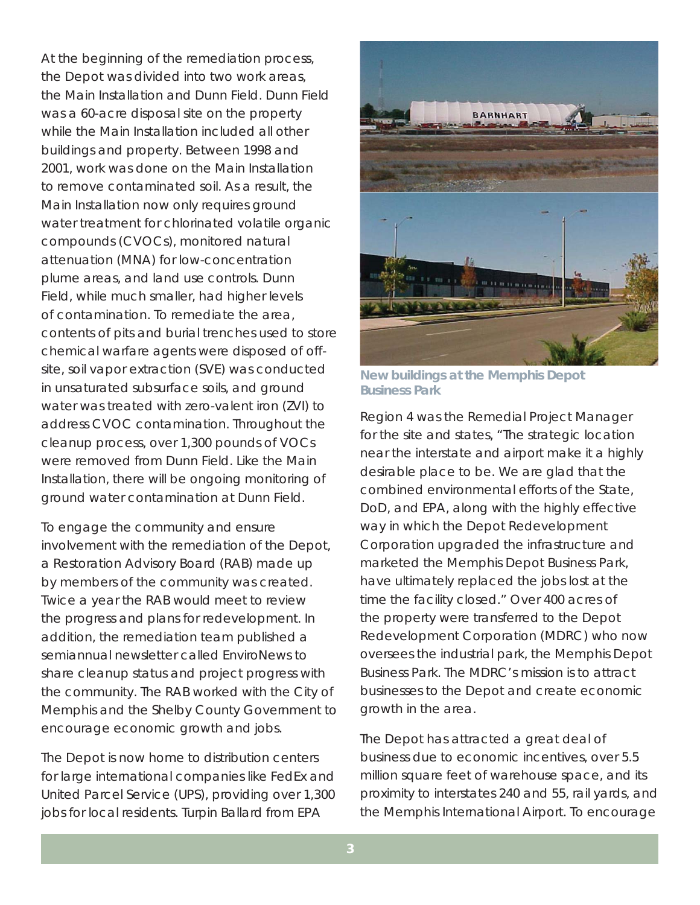At the beginning of the remediation process, the Depot was divided into two work areas, the Main Installation and Dunn Field. Dunn Field was a 60-acre disposal site on the property while the Main Installation included all other buildings and property. Between 1998 and 2001, work was done on the Main Installation to remove contaminated soil. As a result, the Main Installation now only requires ground water treatment for chlorinated volatile organic compounds (CVOCs), monitored natural attenuation (MNA) for low-concentration plume areas, and land use controls. Dunn Field, while much smaller, had higher levels of contamination. To remediate the area, contents of pits and burial trenches used to store chemical warfare agents were disposed of off-site, soil vapor extraction (SVE) was conducted in unsaturated subsurface soils, and ground water was treated with zero-valent iron (ZVI) to address CVOC contamination. Throughout the cleanup process, over 1,300 pounds of VOCs were removed from Dunn Field. Like the Main Installation, there will be ongoing monitoring of ground water contamination at Dunn Field.

To engage the community and ensure involvement with the remediation of the Depot, a Restoration Advisory Board (RAB) made up by members of the community was created. Twice a year the RAB would meet to review the progress and plans for redevelopment. In addition, the remediation team published a semiannual newsletter called EnviroNews to share cleanup status and project progress with the community. The RAB worked with the City of Memphis and the Shelby County Government to encourage economic growth and jobs.

The Depot is now home to distribution centers for large international companies like FedEx and United Parcel Service (UPS), providing over 1,300 jobs for local residents. Turpin Ballard from EPA Region 4 was the Remedial Project Manager for the site and states, "The strategic location near the interstate and airport make it a highly desirable place to be. We are glad that the combined environmental efforts of the State, DoD, and EPA, along with the highly effective way in which the Depot Redevelopment Corporation upgraded the infrastructure and marketed the Memphis Depot Business Park, have ultimately replaced the jobs lost at the time the facility closed." Over 400 acres of the property were transferred to the Depot Redevelopment Corporation (MDRC) who now oversees the industrial park, the Memphis Depot Business Park. The MDRC's mission is to attract businesses to the Depot and create economic growth in the area.

**New buildings at the Memphis Depot Business Park**

The Depot has attracted a great deal of business due to economic incentives, over 5.5 million square feet of warehouse space, and its proximity to interstates 240 and 55, rail yards, and the Memphis International Airport. To encourage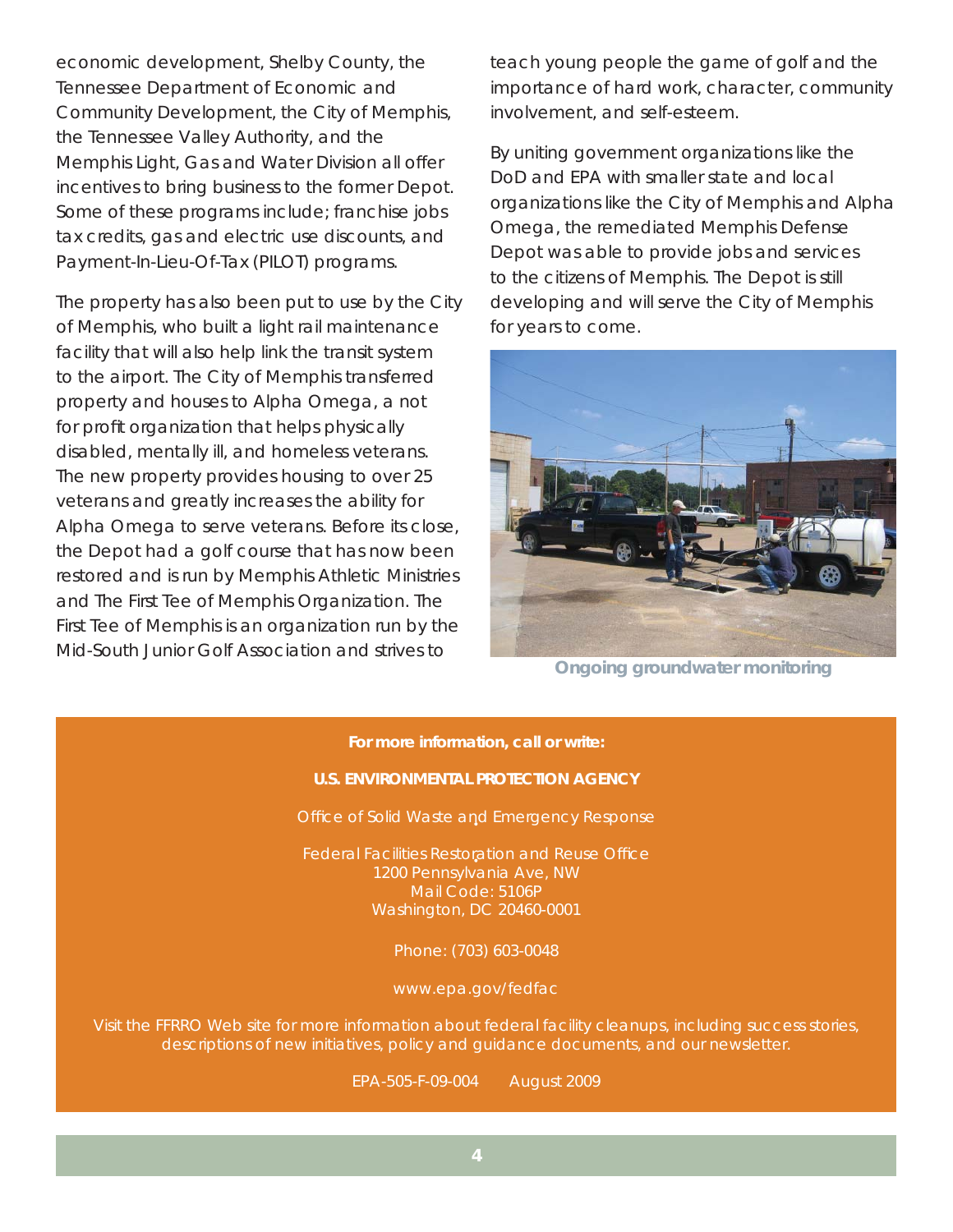economic development, Shelby County, the Tennessee Department of Economic and Community Development, the City of Memphis, the Tennessee Valley Authority, and the Memphis Light, Gas and Water Division all offer incentives to bring business to the former Depot. Some of these programs include; franchise jobs tax credits, gas and electric use discounts, and Payment-In-Lieu-Of-Tax (PILOT) programs.

The property has also been put to use by the City of Memphis, who built a light rail maintenance facility that will also help link the transit system to the airport. The City of Memphis transferred property and houses to Alpha Omega, a not for profit organization that helps physically disabled, mentally ill, and homeless veterans. The new property provides housing to over 25 veterans and greatly increases the ability for Alpha Omega to serve veterans. Before its close, the Depot had a golf course that has now been restored and is run by Memphis Athletic Ministries and The First Tee of Memphis Organization. The First Tee of Memphis is an organization run by the Mid-South Junior Golf Association and strives to teach young people the game of golf and the importance of hard work, character, community involvement, and self-esteem.

By uniting government organizations like the DoD and EPA with smaller state and local organizations like the City of Memphis and Alpha Omega, the remediated Memphis Defense Depot was able to provide jobs and services to the citizens of Memphis. The Depot is still developing and will serve the City of Memphis for years to come.

**Ongoing groundwater monitoring**

**For more information, call or write:**

**U.S. ENVIRONMENTAL PROTECTION AGENCY**

Office of Solid Waste and Emergency Response

Federal Facilities Restoration and Reuse Office
1200 Pennsylvania Ave, NW
Mail Code: 5106P
Washington, DC 20460-0001

Phone: (703) 603-0048

www.epa.gov/fedfac

Visit the FFRRO Web site for more information about federal facility cleanups, including success stories, descriptions of new initiatives, policy and guidance documents, and our newsletter.

EPA-505-F-09-004 August 2009